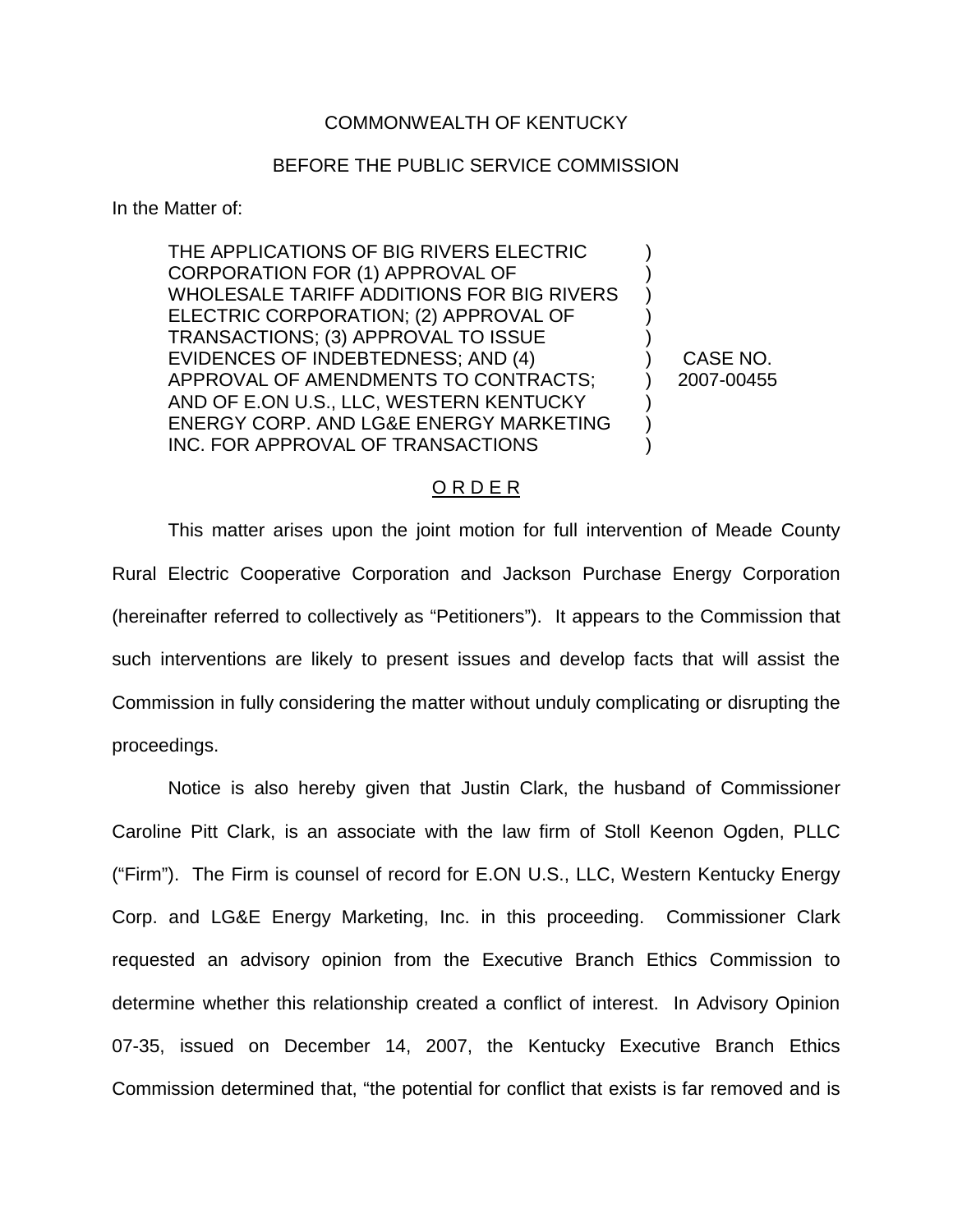COMMONWEALTH OF KENTUCKY

BEFORE THE PUBLIC SERVICE COMMISSION

In the Matter of:

| | | |
|---|---|---|
| THE APPLICATIONS OF BIG RIVERS ELECTRIC CORPORATION FOR (1) APPROVAL OF WHOLESALE TARIFF ADDITIONS FOR BIG RIVERS ELECTRIC CORPORATION; (2) APPROVAL OF TRANSACTIONS; (3) APPROVAL TO ISSUE EVIDENCES OF INDEBTEDNESS; AND (4) APPROVAL OF AMENDMENTS TO CONTRACTS; AND OF E.ON U.S., LLC, WESTERN KENTUCKY ENERGY CORP. AND LG&E ENERGY MARKETING INC. FOR APPROVAL OF TRANSACTIONS | ) | CASE NO. 2007-00455 |

O R D E R

This matter arises upon the joint motion for full intervention of Meade County Rural Electric Cooperative Corporation and Jackson Purchase Energy Corporation (hereinafter referred to collectively as "Petitioners"). It appears to the Commission that such interventions are likely to present issues and develop facts that will assist the Commission in fully considering the matter without unduly complicating or disrupting the proceedings.

Notice is also hereby given that Justin Clark, the husband of Commissioner Caroline Pitt Clark, is an associate with the law firm of Stoll Keenon Ogden, PLLC ("Firm"). The Firm is counsel of record for E.ON U.S., LLC, Western Kentucky Energy Corp. and LG&E Energy Marketing, Inc. in this proceeding. Commissioner Clark requested an advisory opinion from the Executive Branch Ethics Commission to determine whether this relationship created a conflict of interest. In Advisory Opinion 07-35, issued on December 14, 2007, the Kentucky Executive Branch Ethics Commission determined that, "the potential for conflict that exists is far removed and is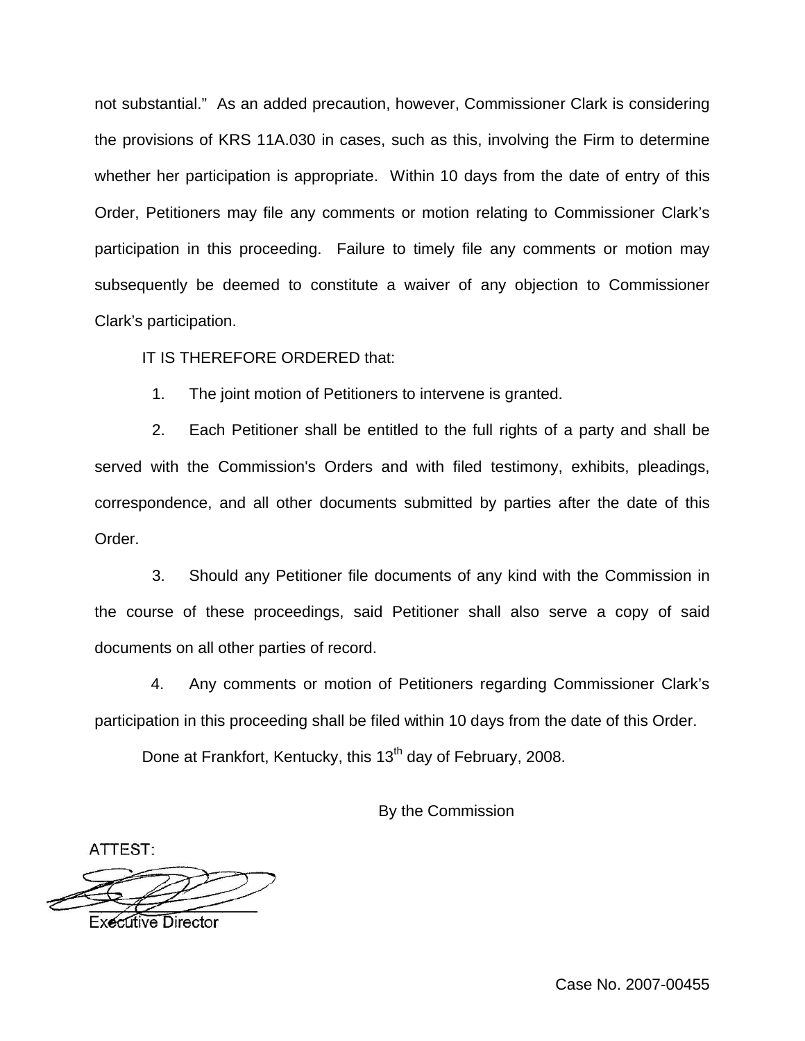not substantial." As an added precaution, however, Commissioner Clark is considering the provisions of KRS 11A.030 in cases, such as this, involving the Firm to determine whether her participation is appropriate. Within 10 days from the date of entry of this Order, Petitioners may file any comments or motion relating to Commissioner Clark's participation in this proceeding. Failure to timely file any comments or motion may subsequently be deemed to constitute a waiver of any objection to Commissioner Clark's participation.

IT IS THEREFORE ORDERED that:

1. The joint motion of Petitioners to intervene is granted.

2. Each Petitioner shall be entitled to the full rights of a party and shall be served with the Commission's Orders and with filed testimony, exhibits, pleadings, correspondence, and all other documents submitted by parties after the date of this Order.

3. Should any Petitioner file documents of any kind with the Commission in the course of these proceedings, said Petitioner shall also serve a copy of said documents on all other parties of record.

4. Any comments or motion of Petitioners regarding Commissioner Clark's participation in this proceeding shall be filed within 10 days from the date of this Order.

Done at Frankfort, Kentucky, this 13th day of February, 2008.

By the Commission

ATTEST:

Executive Director

Case No. 2007-00455